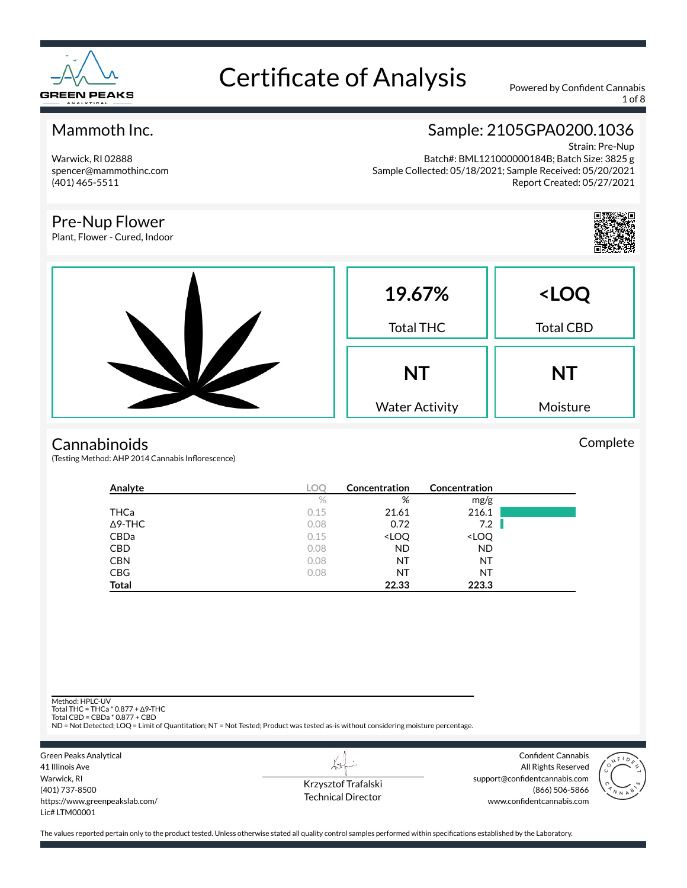# Certificate of Analysis

Powered by Confident Cannabis

## Mammoth Inc.

Warwick, RI 02888
spencer@mammothinc.com
(401) 465-5511

## Sample: 2105GPA0200.1036

Strain: Pre-Nup
Batch#: BML121000000184B; Batch Size: 3825 g
Sample Collected: 05/18/2021; Sample Received: 05/20/2021
Report Created: 05/27/2021

## Pre-Nup Flower

Plant, Flower - Cured, Indoor

| 19.67% | <LOQ |
|---|---|
| Total THC | Total CBD |
| **NT** | **NT** |
| Water Activity | Moisture |

## Cannabinoids

Complete

(Testing Method: AHP 2014 Cannabis Inflorescence)

| Analyte | LOQ | Concentration | Concentration |
|---|---|---|---|
| | % | % | mg/g |
| THCa | 0.15 | 21.61 | 216.1 |
| Δ9-THC | 0.08 | 0.72 | 7.2 |
| CBDa | 0.15 | <LOQ | <LOQ |
| CBD | 0.08 | ND | ND |
| CBN | 0.08 | NT | NT |
| CBG | 0.08 | NT | NT |
| **Total** | | **22.33** | **223.3** |

Method: HPLC-UV
Total THC = THCa * 0.877 + Δ9-THC
Total CBD = CBDa * 0.877 + CBD
ND = Not Detected; LOQ = Limit of Quantitation; NT = Not Tested; Product was tested as-is without considering moisture percentage.

Green Peaks Analytical
41 Illinois Ave
Warwick, RI
(401) 737-8500
https://www.greenpeakslab.com/
Lic# LTM00001

Krzysztof Trafalski
Technical Director

Confident Cannabis
All Rights Reserved
support@confidentcannabis.com
(866) 506-5866
www.confidentcannabis.com

The values reported pertain only to the product tested. Unless otherwise stated all quality control samples performed within specifications established by the Laboratory.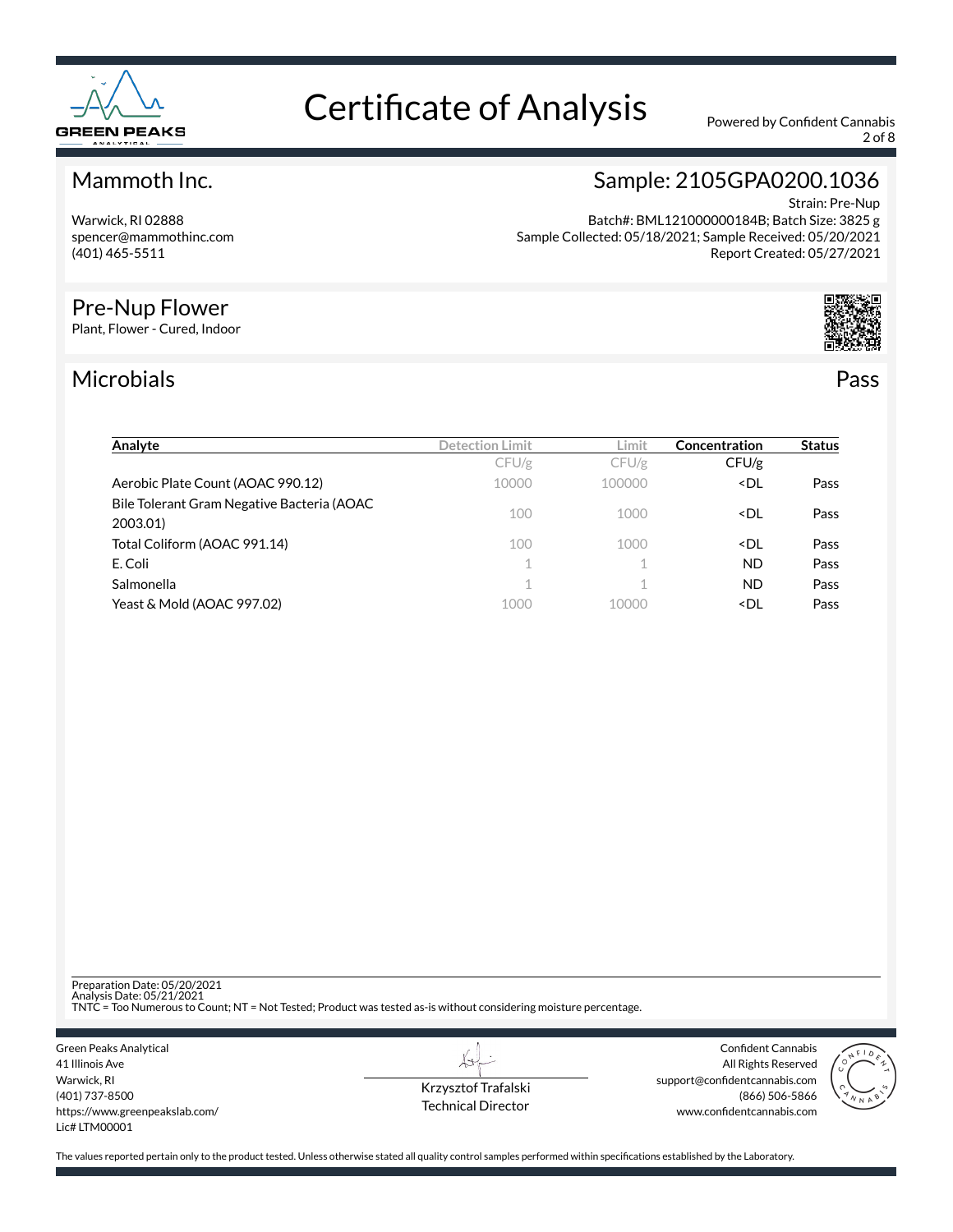# Certificate of Analysis

Powered by Confident Cannabis

## Mammoth Inc.

Warwick, RI 02888
spencer@mammothinc.com
(401) 465-5511

## Sample: 2105GPA0200.1036

Strain: Pre-Nup
Batch#: BML121000000184B; Batch Size: 3825 g
Sample Collected: 05/18/2021; Sample Received: 05/20/2021
Report Created: 05/27/2021

## Pre-Nup Flower

Plant, Flower - Cured, Indoor

## Microbials

Pass

| Analyte | Detection Limit | Limit | Concentration | Status |
|---|---|---|---|---|
| | CFU/g | CFU/g | CFU/g | |
| Aerobic Plate Count (AOAC 990.12) | 10000 | 100000 | <DL | Pass |
| Bile Tolerant Gram Negative Bacteria (AOAC 2003.01) | 100 | 1000 | <DL | Pass |
| Total Coliform (AOAC 991.14) | 100 | 1000 | <DL | Pass |
| E. Coli | 1 | 1 | ND | Pass |
| Salmonella | 1 | 1 | ND | Pass |
| Yeast & Mold (AOAC 997.02) | 1000 | 10000 | <DL | Pass |

Preparation Date: 05/20/2021
Analysis Date: 05/21/2021
TNTC = Too Numerous to Count; NT = Not Tested; Product was tested as-is without considering moisture percentage.

Green Peaks Analytical
41 Illinois Ave
Warwick, RI
(401) 737-8500
https://www.greenpeakslab.com/
Lic# LTM00001

Krzysztof Trafalski
Technical Director

Confident Cannabis
All Rights Reserved
support@confidentcannabis.com
(866) 506-5866
www.confidentcannabis.com

The values reported pertain only to the product tested. Unless otherwise stated all quality control samples performed within specifications established by the Laboratory.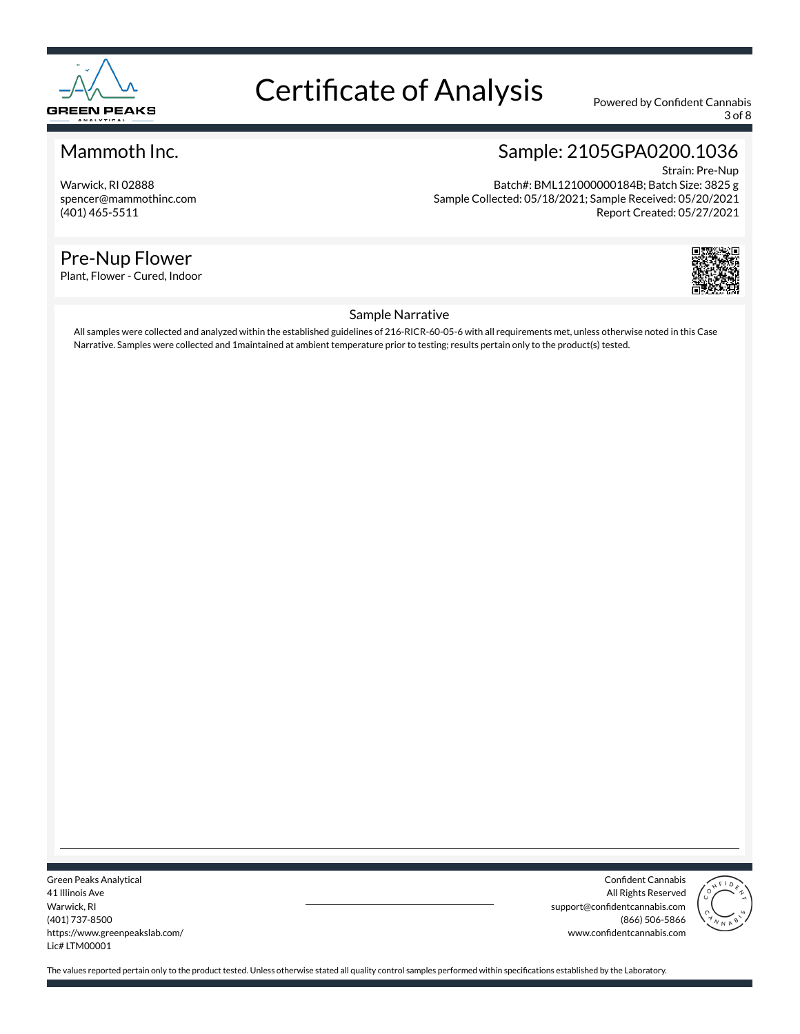# Certificate of Analysis

Powered by Confident Cannabis

## Mammoth Inc.

Warwick, RI 02888
spencer@mammothinc.com
(401) 465-5511

## Sample: 2105GPA0200.1036

Strain: Pre-Nup
Batch#: BML121000000184B; Batch Size: 3825 g
Sample Collected: 05/18/2021; Sample Received: 05/20/2021
Report Created: 05/27/2021

## Pre-Nup Flower

Plant, Flower - Cured, Indoor

### Sample Narrative

All samples were collected and analyzed within the established guidelines of 216-RICR-60-05-6 with all requirements met, unless otherwise noted in this Case Narrative. Samples were collected and 1maintained at ambient temperature prior to testing; results pertain only to the product(s) tested.

Green Peaks Analytical
41 Illinois Ave
Warwick, RI
(401) 737-8500
https://www.greenpeakslab.com/
Lic# LTM00001

Confident Cannabis
All Rights Reserved
support@confidentcannabis.com
(866) 506-5866
www.confidentcannabis.com

The values reported pertain only to the product tested. Unless otherwise stated all quality control samples performed within specifications established by the Laboratory.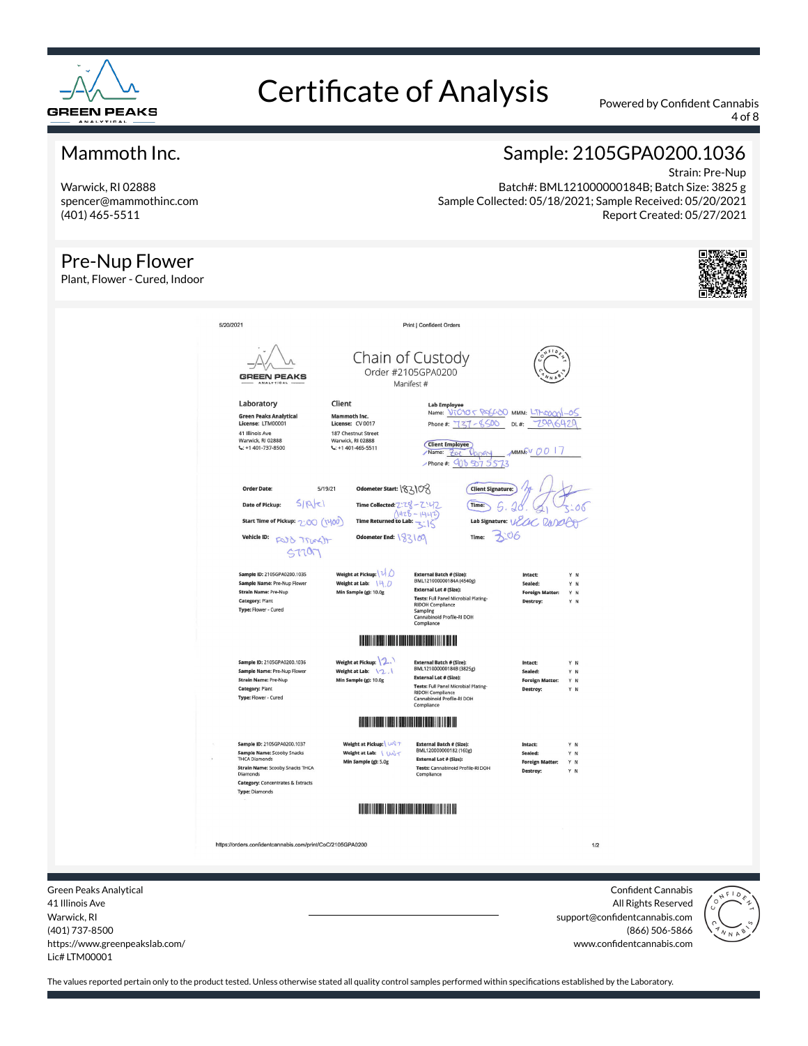# Certificate of Analysis

Powered by Confident Cannabis

## Mammoth Inc.

Warwick, RI 02888
spencer@mammothinc.com
(401) 465-5511

## Sample: 2105GPA0200.1036

Strain: Pre-Nup
Batch#: BML121000000184B; Batch Size: 3825 g
Sample Collected: 05/18/2021; Sample Received: 05/20/2021
Report Created: 05/27/2021

## Pre-Nup Flower

Plant, Flower - Cured, Indoor

5/20/2021 — Print | Confident Orders

### Chain of Custody

Order #2105GPA0200
Manifest #

**Laboratory**
Green Peaks Analytical
License: LTM00001
41 Illinois Ave
Warwick, RI 02888
+1 401-737-8500

**Client**
Mammoth Inc.
License: CV 0017
187 Chestnut Street
Warwick, RI 02888
+1 401-465-5511

**Lab Employee**
Name: Victor Roscoe MMM: LTM0001-05
Phone #: 737-8500 DL #: 2096429

**Client Employee**
Name: Zoe Dapey MMM: CV 0017
Phone #: 908 507 5573

Order Date: 5/19/21
Date of Pickup: 5/19/21
Start Time of Pickup: 2:00 (1400)
Vehicle ID: Ford Transit 57707

Odometer Start: 183108
Time Collected: 2:28 - 2:42 (1428 - 1442)
Time Returned to Lab: 3:15
Odometer End: 183109

Client Signature:
Time: 5.20.21 3:06
Lab Signature: Victor Rossoe
Time: 3:06

| Sample | Weight | External Batch / Tests | Condition |
|---|---|---|---|
| Sample ID: 2105GPA0200.1035<br>Sample Name: Pre-Nup Flower<br>Strain Name: Pre-Nup<br>Category: Plant<br>Type: Flower - Cured | Weight at Pickup: 14.0<br>Weight at Lab: 14.0<br>Min Sample (g): 10.0g | External Batch # (Size): BML121000000184A (4540g)<br>External Lot # (Size):<br>Tests: Full Panel Microbial Plating-RIDOH Compliance Sampling Cannabinoid Profile-RI DOH Compliance | Intact: Y N<br>Sealed: Y N<br>Foreign Matter: Y N<br>Destroy: Y N |
| Sample ID: 2105GPA0200.1036<br>Sample Name: Pre-Nup Flower<br>Strain Name: Pre-Nup<br>Category: Plant<br>Type: Flower - Cured | Weight at Pickup: 12.1<br>Weight at Lab: 12.1<br>Min Sample (g): 10.0g | External Batch # (Size): BML121000000184B (3825g)<br>External Lot # (Size):<br>Tests: Full Panel Microbial Plating-RIDOH Compliance Cannabinoid Profile-RI DOH Compliance | Intact: Y N<br>Sealed: Y N<br>Foreign Matter: Y N<br>Destroy: Y N |
| Sample ID: 2105GPA0200.1037<br>Sample Name: Scooby Snacks THCA Diamonds<br>Strain Name: Scooby Snacks THCA Diamonds<br>Category: Concentrates & Extracts<br>Type: Diamonds | Weight at Pickup: 1 unit<br>Weight at Lab: 1 unit<br>Min Sample (g): 5.0g | External Batch # (Size): BML120000000182 (160g)<br>External Lot # (Size):<br>Tests: Cannabinoid Profile-RI DOH Compliance | Intact: Y N<br>Sealed: Y N<br>Foreign Matter: Y N<br>Destroy: Y N |

https://orders.confidentcannabis.com/print/CoC/2105GPA0200 — 1/2

Green Peaks Analytical
41 Illinois Ave
Warwick, RI
(401) 737-8500
https://www.greenpeakslab.com/
Lic# LTM00001

Confident Cannabis
All Rights Reserved
support@confidentcannabis.com
(866) 506-5866
www.confidentcannabis.com

The values reported pertain only to the product tested. Unless otherwise stated all quality control samples performed within specifications established by the Laboratory.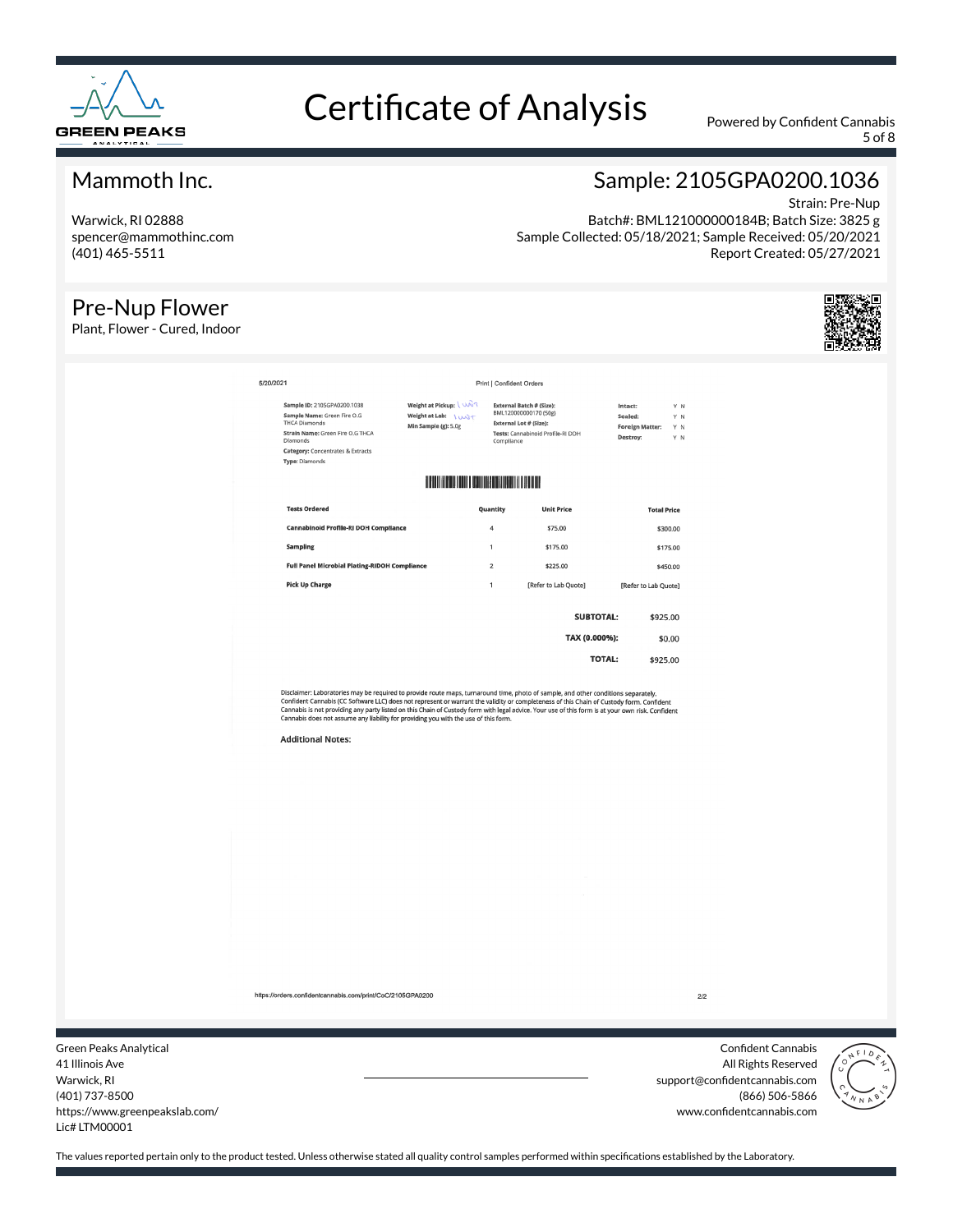# Certificate of Analysis

Powered by Confident Cannabis

## Mammoth Inc.

Warwick, RI 02888
spencer@mammothinc.com
(401) 465-5511

## Sample: 2105GPA0200.1036

Strain: Pre-Nup
Batch#: BML121000000184B; Batch Size: 3825 g
Sample Collected: 05/18/2021; Sample Received: 05/20/2021
Report Created: 05/27/2021

## Pre-Nup Flower

Plant, Flower - Cured, Indoor

5/20/2021

Print | Confident Orders

**Sample ID:** 2105GPA0200.1038
**Sample Name:** Green Fire O.G THCA Diamonds
**Strain Name:** Green Fire O.G THCA Diamonds
**Category:** Concentrates & Extracts
**Type:** Diamonds

**Weight at Pickup:** 1 unit
**Weight at Lab:** 1 unit
**Min Sample (g):** 5.0g

**External Batch # (Size):** BML120000000170 (50g)
**External Lot # (Size):**
**Tests:** Cannabinoid Profile-RI DOH Compliance

**Intact:** Y N
**Sealed:** Y N
**Foreign Matter:** Y N
**Destroy:** Y N

| Tests Ordered | Quantity | Unit Price | Total Price |
|---|---|---|---|
| Cannabinoid Profile-RI DOH Compliance | 4 | $75.00 | $300.00 |
| Sampling | 1 | $175.00 | $175.00 |
| Full Panel Microbial Plating-RIDOH Compliance | 2 | $225.00 | $450.00 |
| Pick Up Charge | 1 | [Refer to Lab Quote] | [Refer to Lab Quote] |
| | | **SUBTOTAL:** | $925.00 |
| | | **TAX (0.000%):** | $0.00 |
| | | **TOTAL:** | $925.00 |

Disclaimer: Laboratories may be required to provide route maps, turnaround time, photo of sample, and other conditions separately. Confident Cannabis (CC Software LLC) does not represent or warrant the validity or completeness of this Chain of Custody form. Confident Cannabis is not providing any party listed on this Chain of Custody form with legal advice. Your use of this form is at your own risk. Confident Cannabis does not assume any liability for providing you with the use of this form.

**Additional Notes:**

https://orders.confidentcannabis.com/print/CoC/2105GPA0200

2/2

Green Peaks Analytical
41 Illinois Ave
Warwick, RI
(401) 737-8500
https://www.greenpeakslab.com/
Lic# LTM00001

Confident Cannabis
All Rights Reserved
support@confidentcannabis.com
(866) 506-5866
www.confidentcannabis.com

The values reported pertain only to the product tested. Unless otherwise stated all quality control samples performed within specifications established by the Laboratory.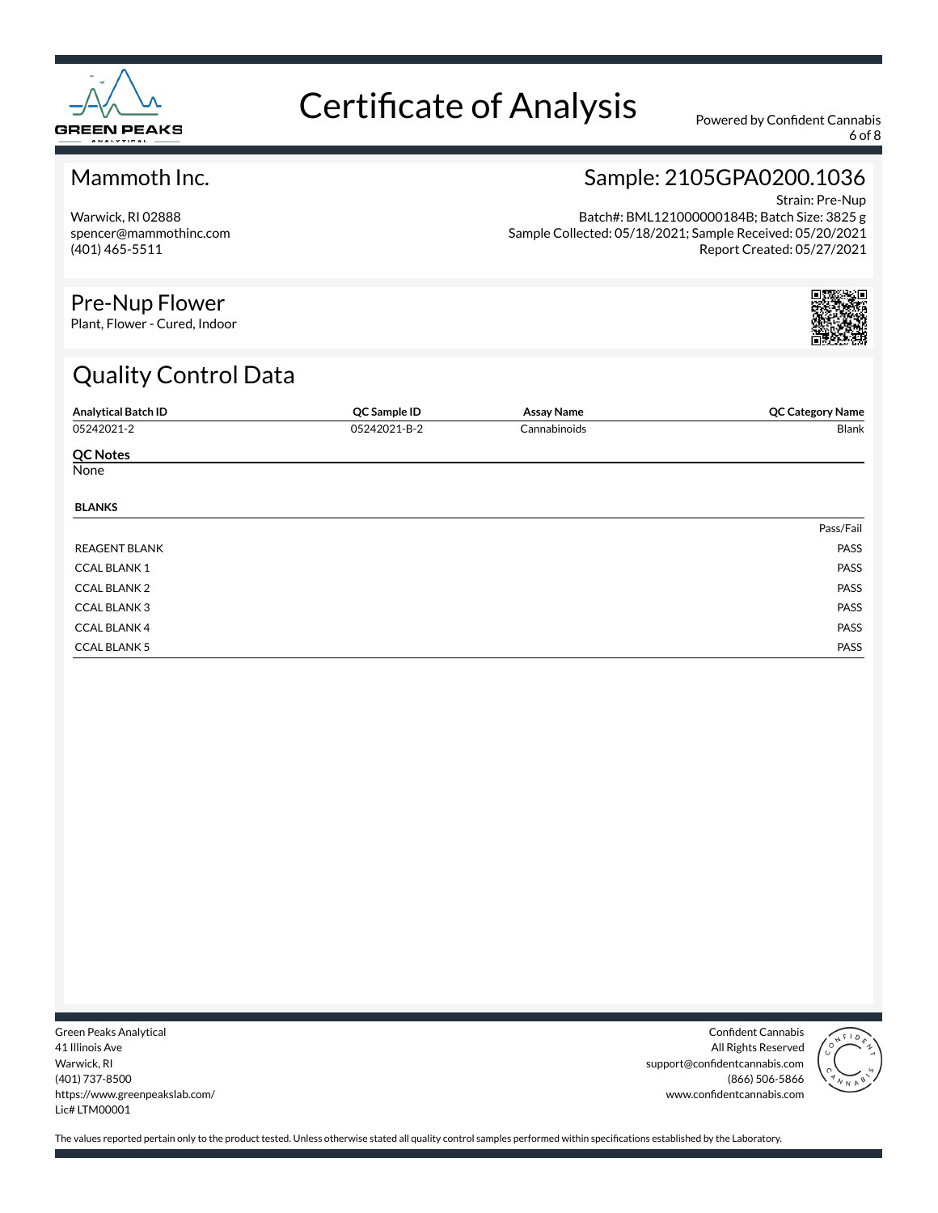# Certificate of Analysis

Powered by Confident Cannabis

## Mammoth Inc.

Warwick, RI 02888
spencer@mammothinc.com
(401) 465-5511

## Sample: 2105GPA0200.1036

Strain: Pre-Nup
Batch#: BML121000000184B; Batch Size: 3825 g
Sample Collected: 05/18/2021; Sample Received: 05/20/2021
Report Created: 05/27/2021

## Pre-Nup Flower

Plant, Flower - Cured, Indoor

## Quality Control Data

| Analytical Batch ID | QC Sample ID | Assay Name | QC Category Name |
|---|---|---|---|
| 05242021-2 | 05242021-B-2 | Cannabinoids | Blank |

**QC Notes**

None

**BLANKS**

| | Pass/Fail |
|---|---|
| REAGENT BLANK | PASS |
| CCAL BLANK 1 | PASS |
| CCAL BLANK 2 | PASS |
| CCAL BLANK 3 | PASS |
| CCAL BLANK 4 | PASS |
| CCAL BLANK 5 | PASS |

Green Peaks Analytical
41 Illinois Ave
Warwick, RI
(401) 737-8500
https://www.greenpeakslab.com/
Lic# LTM00001

Confident Cannabis
All Rights Reserved
support@confidentcannabis.com
(866) 506-5866
www.confidentcannabis.com

The values reported pertain only to the product tested. Unless otherwise stated all quality control samples performed within specifications established by the Laboratory.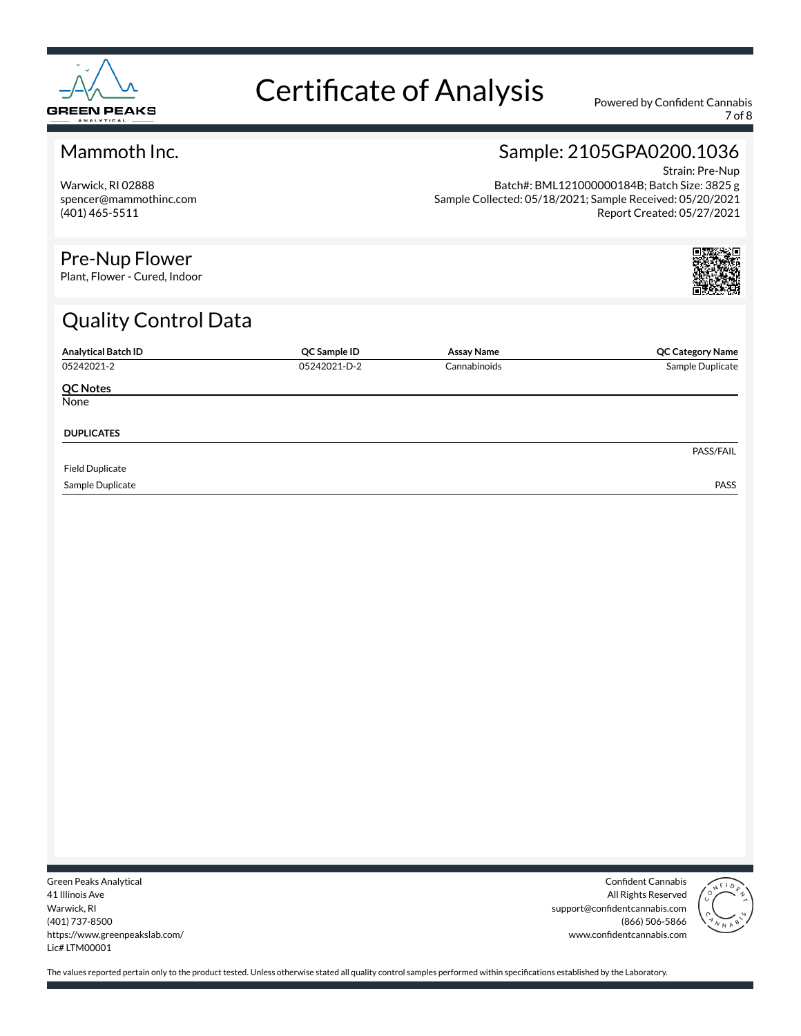# Certificate of Analysis

Powered by Confident Cannabis

## Mammoth Inc.

Warwick, RI 02888
spencer@mammothinc.com
(401) 465-5511

## Sample: 2105GPA0200.1036

Strain: Pre-Nup
Batch#: BML121000000184B; Batch Size: 3825 g
Sample Collected: 05/18/2021; Sample Received: 05/20/2021
Report Created: 05/27/2021

## Pre-Nup Flower

Plant, Flower - Cured, Indoor

## Quality Control Data

| Analytical Batch ID | QC Sample ID | Assay Name | QC Category Name |
|---|---|---|---|
| 05242021-2 | 05242021-D-2 | Cannabinoids | Sample Duplicate |

**QC Notes**

None

**DUPLICATES**

| | PASS/FAIL |
|---|---|
| Field Duplicate | |
| Sample Duplicate | PASS |

Green Peaks Analytical
41 Illinois Ave
Warwick, RI
(401) 737-8500
https://www.greenpeakslab.com/
Lic# LTM00001

Confident Cannabis
All Rights Reserved
support@confidentcannabis.com
(866) 506-5866
www.confidentcannabis.com

The values reported pertain only to the product tested. Unless otherwise stated all quality control samples performed within specifications established by the Laboratory.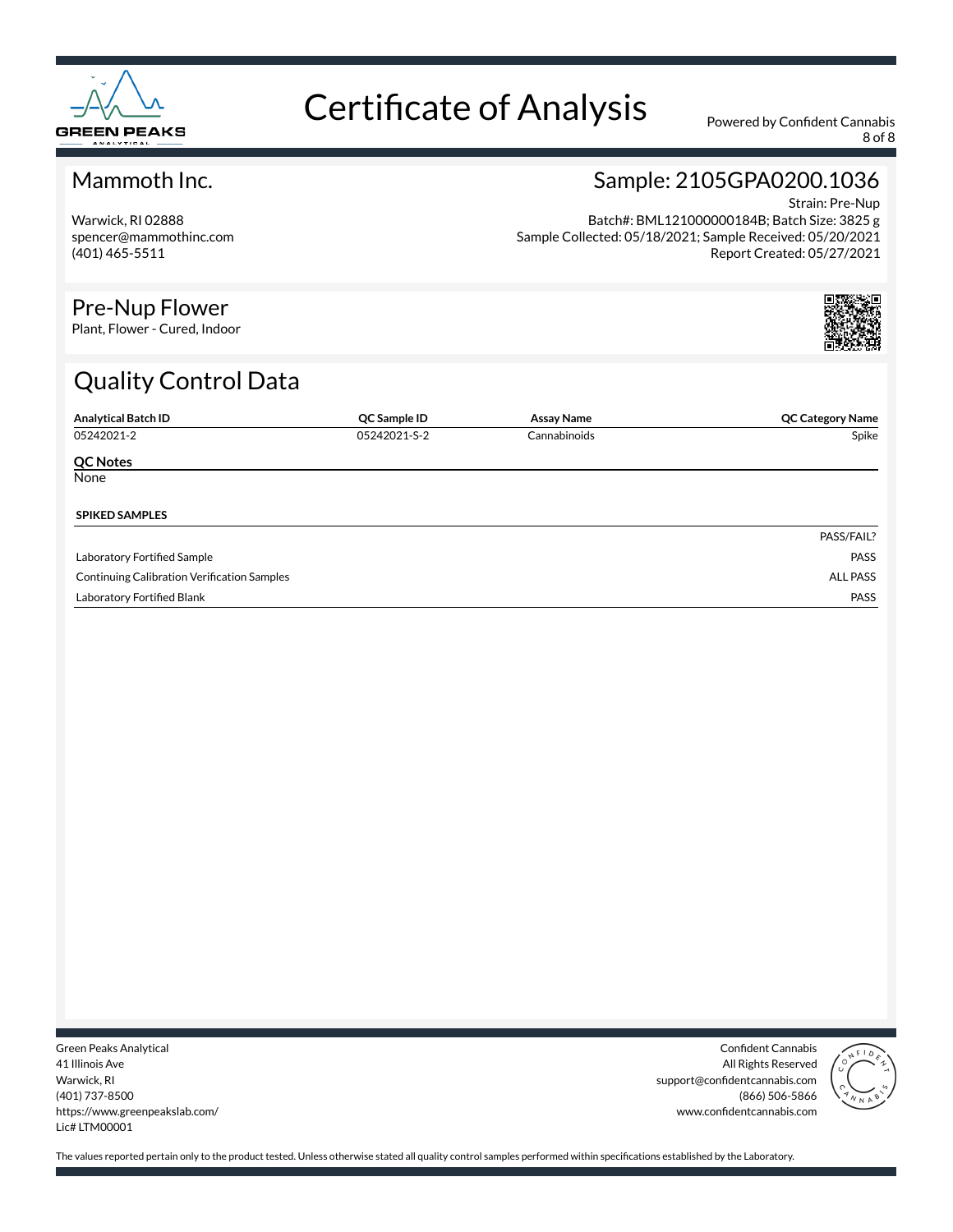# Certificate of Analysis

Powered by Confident Cannabis

## Mammoth Inc.

Warwick, RI 02888
spencer@mammothinc.com
(401) 465-5511

## Sample: 2105GPA0200.1036

Strain: Pre-Nup
Batch#: BML121000000184B; Batch Size: 3825 g
Sample Collected: 05/18/2021; Sample Received: 05/20/2021
Report Created: 05/27/2021

## Pre-Nup Flower

Plant, Flower - Cured, Indoor

## Quality Control Data

| Analytical Batch ID | QC Sample ID | Assay Name | QC Category Name |
|---|---|---|---|
| 05242021-2 | 05242021-S-2 | Cannabinoids | Spike |

**QC Notes**

None

**SPIKED SAMPLES**

| | PASS/FAIL? |
|---|---|
| Laboratory Fortified Sample | PASS |
| Continuing Calibration Verification Samples | ALL PASS |
| Laboratory Fortified Blank | PASS |

Green Peaks Analytical
41 Illinois Ave
Warwick, RI
(401) 737-8500
https://www.greenpeakslab.com/
Lic# LTM00001

Confident Cannabis
All Rights Reserved
support@confidentcannabis.com
(866) 506-5866
www.confidentcannabis.com

The values reported pertain only to the product tested. Unless otherwise stated all quality control samples performed within specifications established by the Laboratory.